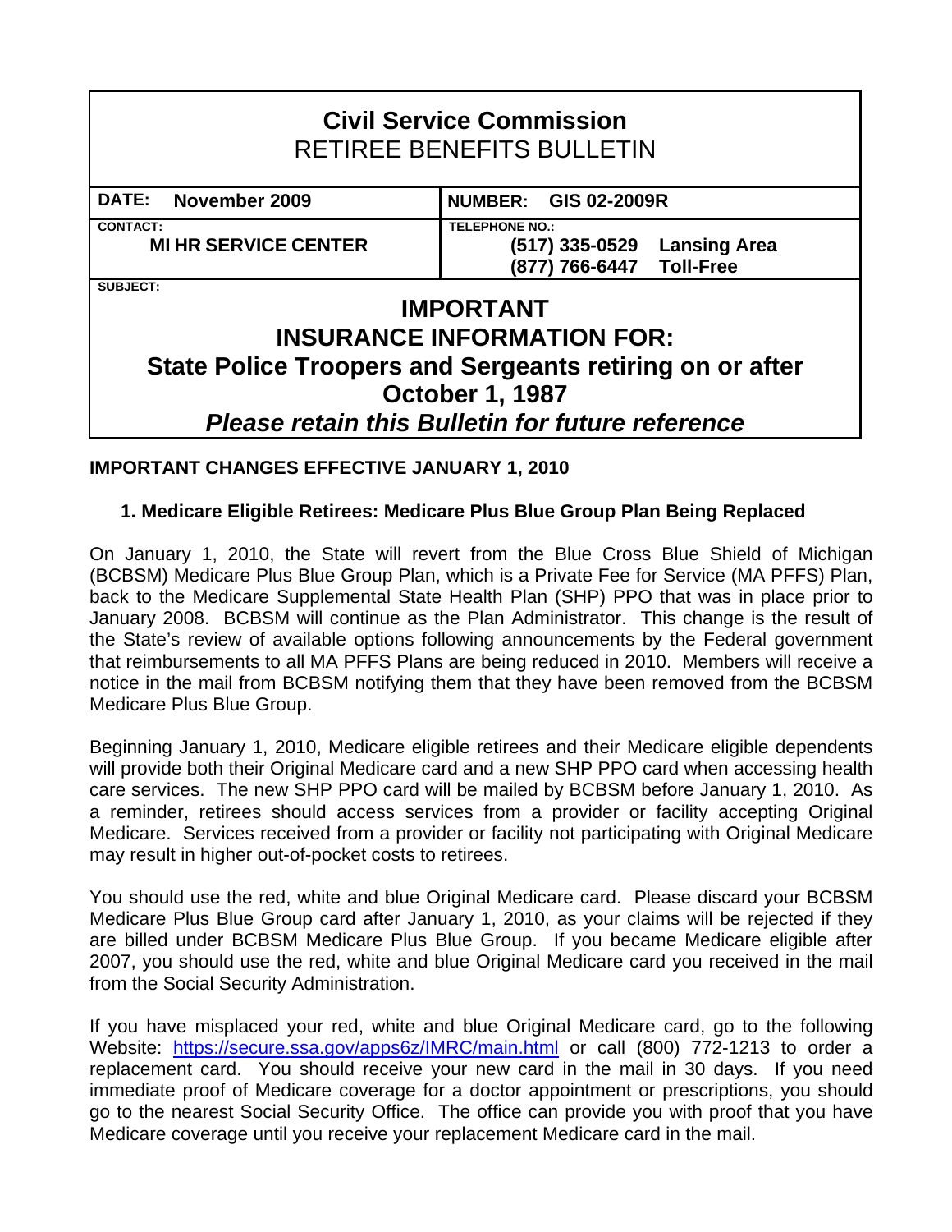# Civil Service Commission
## RETIREE BENEFITS BULLETIN

| DATE: November 2009 | NUMBER: GIS 02-2009R |
|---|---|
| CONTACT: **MI HR SERVICE CENTER** | TELEPHONE NO.: **(517) 335-0529 Lansing Area** **(877) 766-6447 Toll-Free** |

SUBJECT:

## IMPORTANT
## INSURANCE INFORMATION FOR:
## State Police Troopers and Sergeants retiring on or after October 1, 1987

***Please retain this Bulletin for future reference***

**IMPORTANT CHANGES EFFECTIVE JANUARY 1, 2010**

**1. Medicare Eligible Retirees: Medicare Plus Blue Group Plan Being Replaced**

On January 1, 2010, the State will revert from the Blue Cross Blue Shield of Michigan (BCBSM) Medicare Plus Blue Group Plan, which is a Private Fee for Service (MA PFFS) Plan, back to the Medicare Supplemental State Health Plan (SHP) PPO that was in place prior to January 2008. BCBSM will continue as the Plan Administrator. This change is the result of the State's review of available options following announcements by the Federal government that reimbursements to all MA PFFS Plans are being reduced in 2010. Members will receive a notice in the mail from BCBSM notifying them that they have been removed from the BCBSM Medicare Plus Blue Group.

Beginning January 1, 2010, Medicare eligible retirees and their Medicare eligible dependents will provide both their Original Medicare card and a new SHP PPO card when accessing health care services. The new SHP PPO card will be mailed by BCBSM before January 1, 2010. As a reminder, retirees should access services from a provider or facility accepting Original Medicare. Services received from a provider or facility not participating with Original Medicare may result in higher out-of-pocket costs to retirees.

You should use the red, white and blue Original Medicare card. Please discard your BCBSM Medicare Plus Blue Group card after January 1, 2010, as your claims will be rejected if they are billed under BCBSM Medicare Plus Blue Group. If you became Medicare eligible after 2007, you should use the red, white and blue Original Medicare card you received in the mail from the Social Security Administration.

If you have misplaced your red, white and blue Original Medicare card, go to the following Website: https://secure.ssa.gov/apps6z/IMRC/main.html or call (800) 772-1213 to order a replacement card. You should receive your new card in the mail in 30 days. If you need immediate proof of Medicare coverage for a doctor appointment or prescriptions, you should go to the nearest Social Security Office. The office can provide you with proof that you have Medicare coverage until you receive your replacement Medicare card in the mail.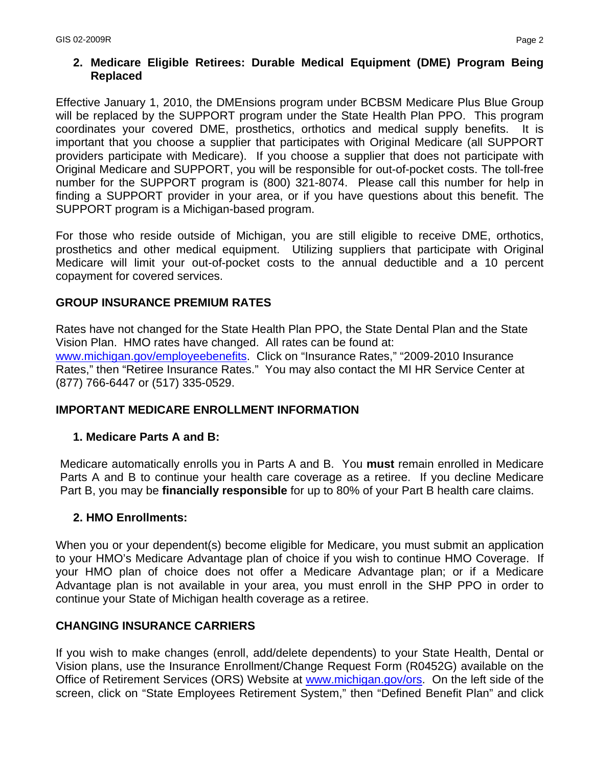**2. Medicare Eligible Retirees: Durable Medical Equipment (DME) Program Being Replaced**

Effective January 1, 2010, the DMEnsions program under BCBSM Medicare Plus Blue Group will be replaced by the SUPPORT program under the State Health Plan PPO. This program coordinates your covered DME, prosthetics, orthotics and medical supply benefits. It is important that you choose a supplier that participates with Original Medicare (all SUPPORT providers participate with Medicare). If you choose a supplier that does not participate with Original Medicare and SUPPORT, you will be responsible for out-of-pocket costs. The toll-free number for the SUPPORT program is (800) 321-8074. Please call this number for help in finding a SUPPORT provider in your area, or if you have questions about this benefit. The SUPPORT program is a Michigan-based program.

For those who reside outside of Michigan, you are still eligible to receive DME, orthotics, prosthetics and other medical equipment. Utilizing suppliers that participate with Original Medicare will limit your out-of-pocket costs to the annual deductible and a 10 percent copayment for covered services.

## GROUP INSURANCE PREMIUM RATES

Rates have not changed for the State Health Plan PPO, the State Dental Plan and the State Vision Plan. HMO rates have changed. All rates can be found at: www.michigan.gov/employeebenefits. Click on "Insurance Rates," "2009-2010 Insurance Rates," then "Retiree Insurance Rates." You may also contact the MI HR Service Center at (877) 766-6447 or (517) 335-0529.

## IMPORTANT MEDICARE ENROLLMENT INFORMATION

**1. Medicare Parts A and B:**

Medicare automatically enrolls you in Parts A and B. You **must** remain enrolled in Medicare Parts A and B to continue your health care coverage as a retiree. If you decline Medicare Part B, you may be **financially responsible** for up to 80% of your Part B health care claims.

**2. HMO Enrollments:**

When you or your dependent(s) become eligible for Medicare, you must submit an application to your HMO's Medicare Advantage plan of choice if you wish to continue HMO Coverage. If your HMO plan of choice does not offer a Medicare Advantage plan; or if a Medicare Advantage plan is not available in your area, you must enroll in the SHP PPO in order to continue your State of Michigan health coverage as a retiree.

## CHANGING INSURANCE CARRIERS

If you wish to make changes (enroll, add/delete dependents) to your State Health, Dental or Vision plans, use the Insurance Enrollment/Change Request Form (R0452G) available on the Office of Retirement Services (ORS) Website at www.michigan.gov/ors. On the left side of the screen, click on "State Employees Retirement System," then "Defined Benefit Plan" and click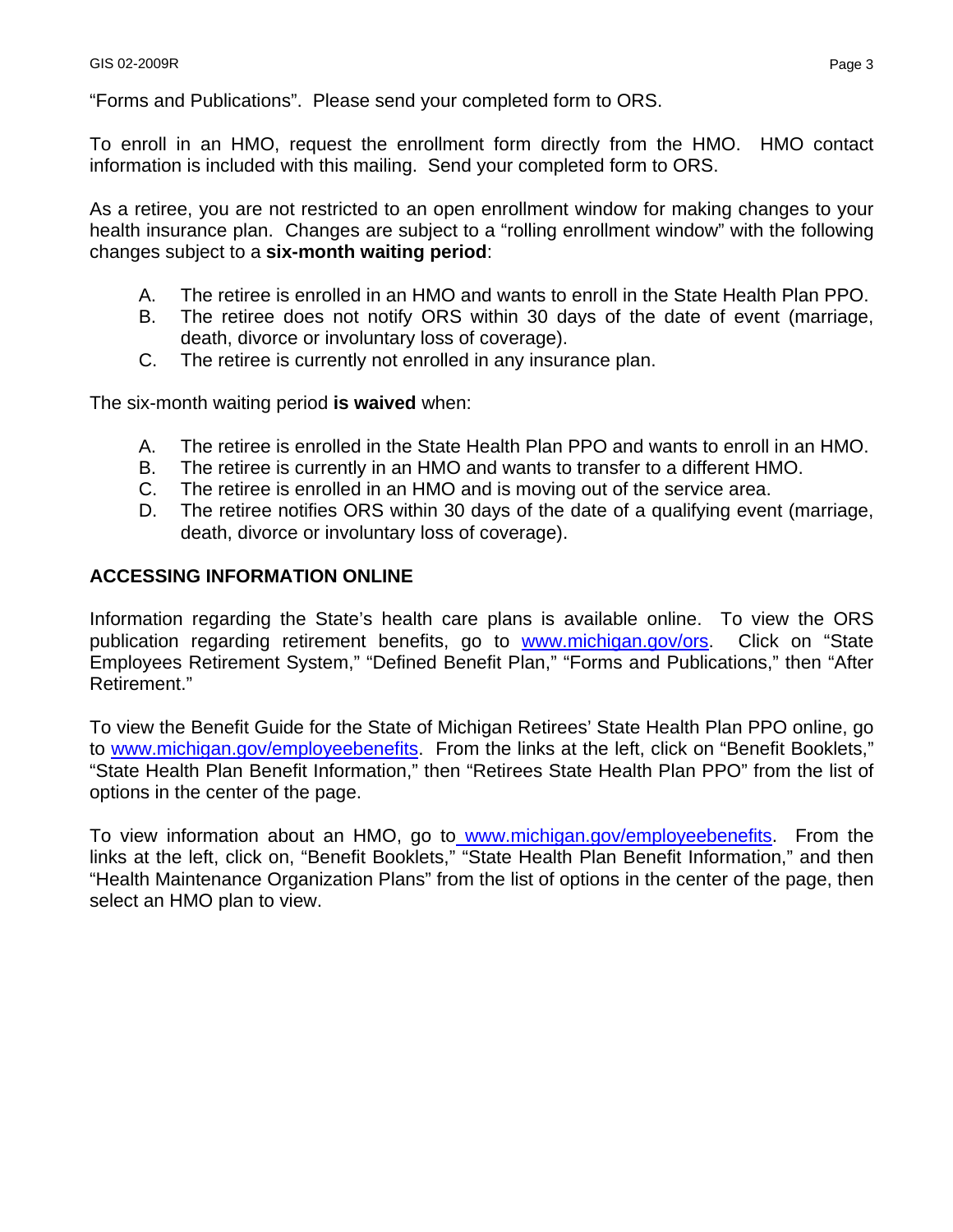"Forms and Publications". Please send your completed form to ORS.

To enroll in an HMO, request the enrollment form directly from the HMO. HMO contact information is included with this mailing. Send your completed form to ORS.

As a retiree, you are not restricted to an open enrollment window for making changes to your health insurance plan. Changes are subject to a "rolling enrollment window" with the following changes subject to a **six-month waiting period**:

A. The retiree is enrolled in an HMO and wants to enroll in the State Health Plan PPO.
B. The retiree does not notify ORS within 30 days of the date of event (marriage, death, divorce or involuntary loss of coverage).
C. The retiree is currently not enrolled in any insurance plan.

The six-month waiting period **is waived** when:

A. The retiree is enrolled in the State Health Plan PPO and wants to enroll in an HMO.
B. The retiree is currently in an HMO and wants to transfer to a different HMO.
C. The retiree is enrolled in an HMO and is moving out of the service area.
D. The retiree notifies ORS within 30 days of the date of a qualifying event (marriage, death, divorce or involuntary loss of coverage).

## ACCESSING INFORMATION ONLINE

Information regarding the State's health care plans is available online. To view the ORS publication regarding retirement benefits, go to www.michigan.gov/ors. Click on "State Employees Retirement System," "Defined Benefit Plan," "Forms and Publications," then "After Retirement."

To view the Benefit Guide for the State of Michigan Retirees' State Health Plan PPO online, go to www.michigan.gov/employeebenefits. From the links at the left, click on "Benefit Booklets," "State Health Plan Benefit Information," then "Retirees State Health Plan PPO" from the list of options in the center of the page.

To view information about an HMO, go to www.michigan.gov/employeebenefits. From the links at the left, click on, "Benefit Booklets," "State Health Plan Benefit Information," and then "Health Maintenance Organization Plans" from the list of options in the center of the page, then select an HMO plan to view.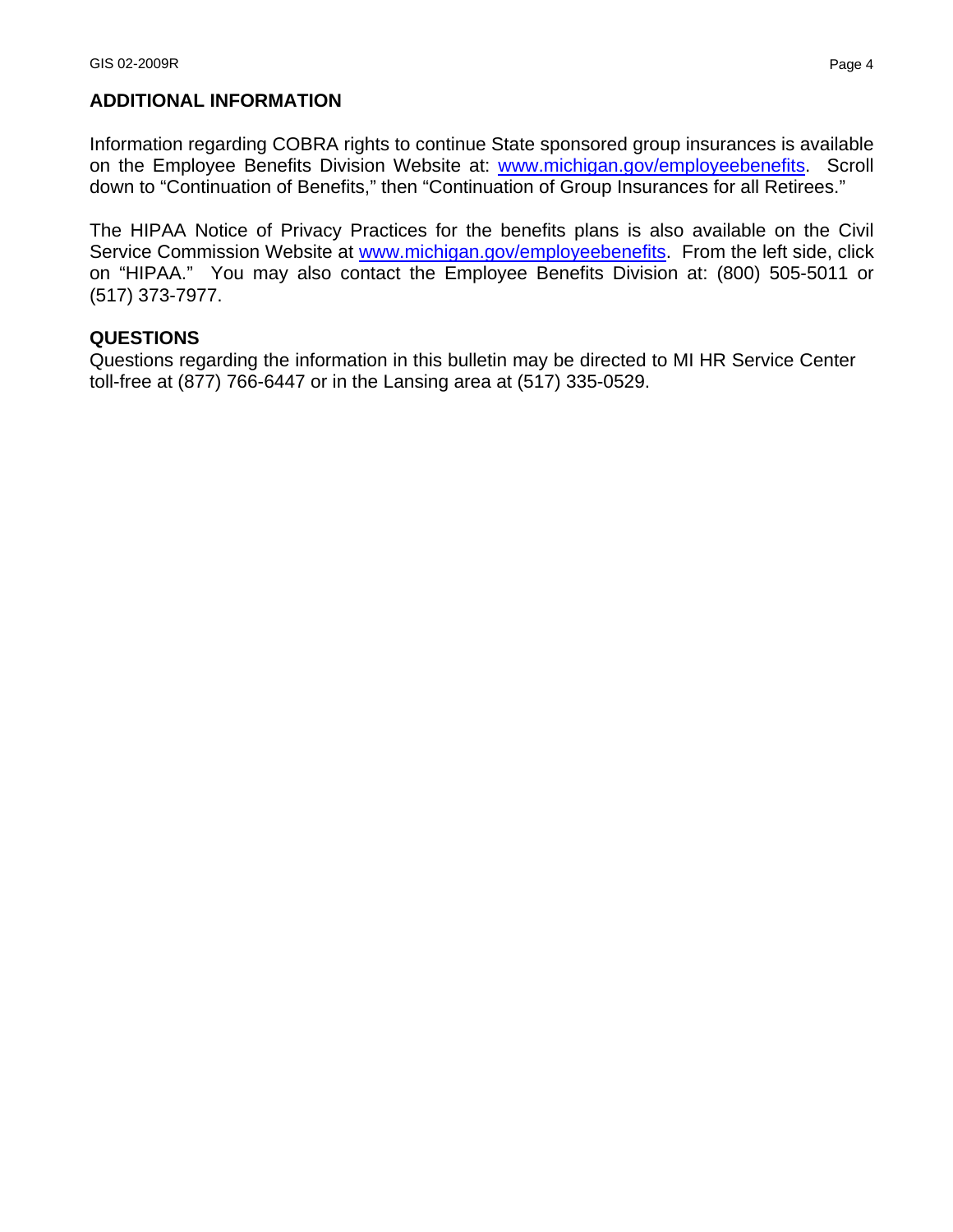## ADDITIONAL INFORMATION

Information regarding COBRA rights to continue State sponsored group insurances is available on the Employee Benefits Division Website at: www.michigan.gov/employeebenefits. Scroll down to “Continuation of Benefits,” then “Continuation of Group Insurances for all Retirees.”

The HIPAA Notice of Privacy Practices for the benefits plans is also available on the Civil Service Commission Website at www.michigan.gov/employeebenefits. From the left side, click on “HIPAA.” You may also contact the Employee Benefits Division at: (800) 505-5011 or (517) 373-7977.

## QUESTIONS

Questions regarding the information in this bulletin may be directed to MI HR Service Center toll-free at (877) 766-6447 or in the Lansing area at (517) 335-0529.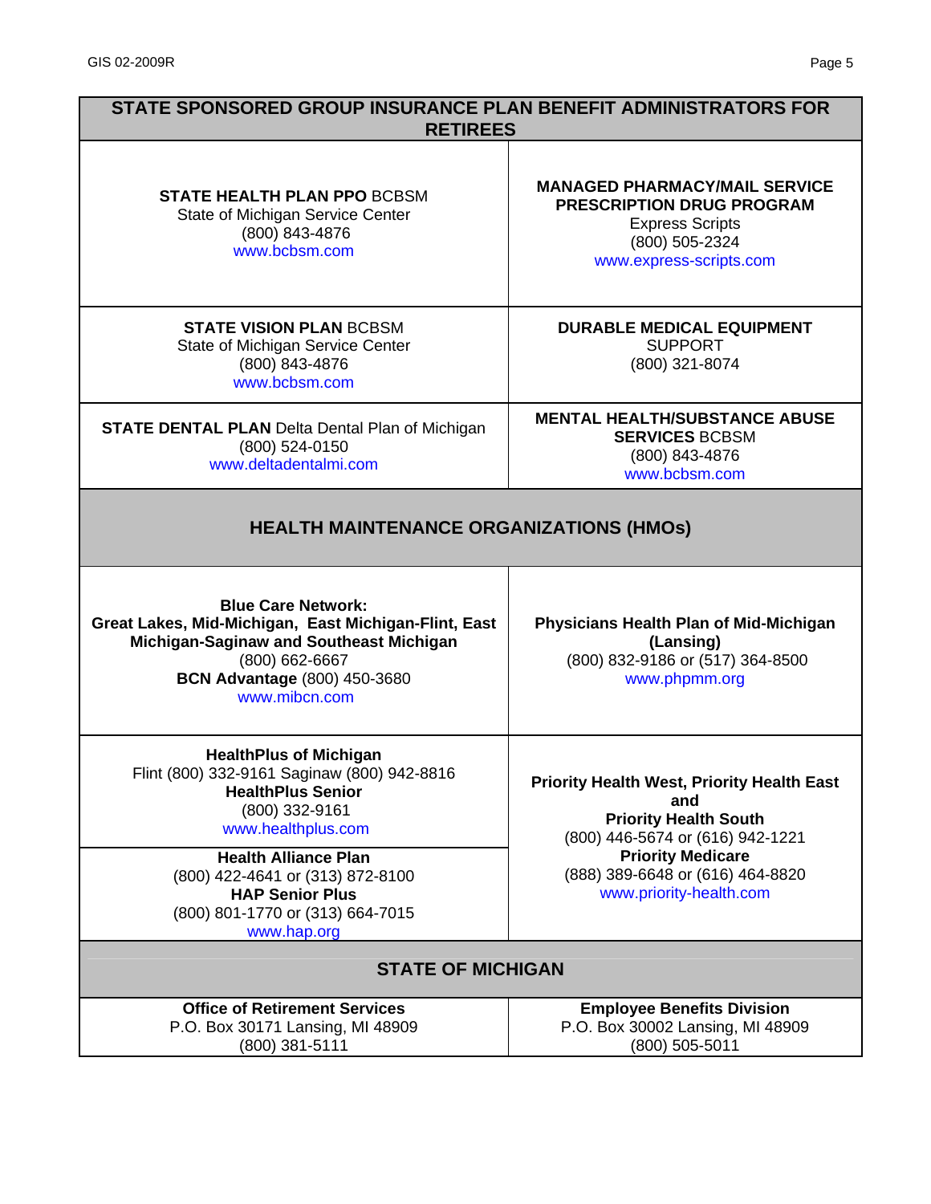## STATE SPONSORED GROUP INSURANCE PLAN BENEFIT ADMINISTRATORS FOR RETIREES

| | |
|---|---|
| **STATE HEALTH PLAN PPO** BCBSM<br>State of Michigan Service Center<br>(800) 843-4876<br>www.bcbsm.com | **MANAGED PHARMACY/MAIL SERVICE PRESCRIPTION DRUG PROGRAM**<br>Express Scripts<br>(800) 505-2324<br>www.express-scripts.com |
| **STATE VISION PLAN** BCBSM<br>State of Michigan Service Center<br>(800) 843-4876<br>www.bcbsm.com | **DURABLE MEDICAL EQUIPMENT**<br>SUPPORT<br>(800) 321-8074 |
| **STATE DENTAL PLAN** Delta Dental Plan of Michigan<br>(800) 524-0150<br>www.deltadentalmi.com | **MENTAL HEALTH/SUBSTANCE ABUSE SERVICES** BCBSM<br>(800) 843-4876<br>www.bcbsm.com |

## HEALTH MAINTENANCE ORGANIZATIONS (HMOs)

| | |
|---|---|
| **Blue Care Network:**<br>**Great Lakes, Mid-Michigan, East Michigan-Flint, East Michigan-Saginaw and Southeast Michigan**<br>(800) 662-6667<br>**BCN Advantage** (800) 450-3680<br>www.mibcn.com | **Physicians Health Plan of Mid-Michigan (Lansing)**<br>(800) 832-9186 or (517) 364-8500<br>www.phpmm.org |
| **HealthPlus of Michigan**<br>Flint (800) 332-9161 Saginaw (800) 942-8816<br>**HealthPlus Senior**<br>(800) 332-9161<br>www.healthplus.com<br><br>**Health Alliance Plan**<br>(800) 422-4641 or (313) 872-8100<br>**HAP Senior Plus**<br>(800) 801-1770 or (313) 664-7015<br>www.hap.org | **Priority Health West, Priority Health East and Priority Health South**<br>(800) 446-5674 or (616) 942-1221<br>**Priority Medicare**<br>(888) 389-6648 or (616) 464-8820<br>www.priority-health.com |

## STATE OF MICHIGAN

| | |
|---|---|
| **Office of Retirement Services**<br>P.O. Box 30171 Lansing, MI 48909<br>(800) 381-5111 | **Employee Benefits Division**<br>P.O. Box 30002 Lansing, MI 48909<br>(800) 505-5011 |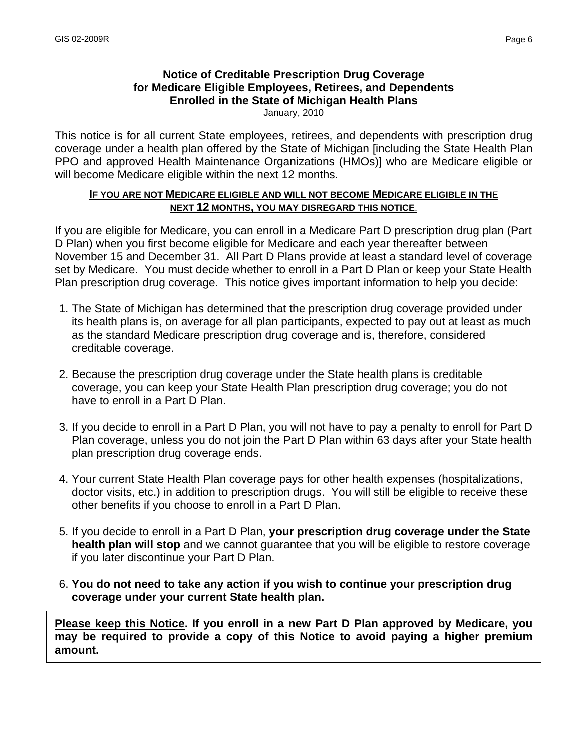**Notice of Creditable Prescription Drug Coverage for Medicare Eligible Employees, Retirees, and Dependents Enrolled in the State of Michigan Health Plans**

January, 2010

This notice is for all current State employees, retirees, and dependents with prescription drug coverage under a health plan offered by the State of Michigan [including the State Health Plan PPO and approved Health Maintenance Organizations (HMOs)] who are Medicare eligible or will become Medicare eligible within the next 12 months.

**IF YOU ARE NOT MEDICARE ELIGIBLE AND WILL NOT BECOME MEDICARE ELIGIBLE IN THE NEXT 12 MONTHS, YOU MAY DISREGARD THIS NOTICE.**

If you are eligible for Medicare, you can enroll in a Medicare Part D prescription drug plan (Part D Plan) when you first become eligible for Medicare and each year thereafter between November 15 and December 31. All Part D Plans provide at least a standard level of coverage set by Medicare. You must decide whether to enroll in a Part D Plan or keep your State Health Plan prescription drug coverage. This notice gives important information to help you decide:

1. The State of Michigan has determined that the prescription drug coverage provided under its health plans is, on average for all plan participants, expected to pay out at least as much as the standard Medicare prescription drug coverage and is, therefore, considered creditable coverage.

2. Because the prescription drug coverage under the State health plans is creditable coverage, you can keep your State Health Plan prescription drug coverage; you do not have to enroll in a Part D Plan.

3. If you decide to enroll in a Part D Plan, you will not have to pay a penalty to enroll for Part D Plan coverage, unless you do not join the Part D Plan within 63 days after your State health plan prescription drug coverage ends.

4. Your current State Health Plan coverage pays for other health expenses (hospitalizations, doctor visits, etc.) in addition to prescription drugs. You will still be eligible to receive these other benefits if you choose to enroll in a Part D Plan.

5. If you decide to enroll in a Part D Plan, **your prescription drug coverage under the State health plan will stop** and we cannot guarantee that you will be eligible to restore coverage if you later discontinue your Part D Plan.

6. **You do not need to take any action if you wish to continue your prescription drug coverage under your current State health plan.**

**Please keep this Notice. If you enroll in a new Part D Plan approved by Medicare, you may be required to provide a copy of this Notice to avoid paying a higher premium amount.**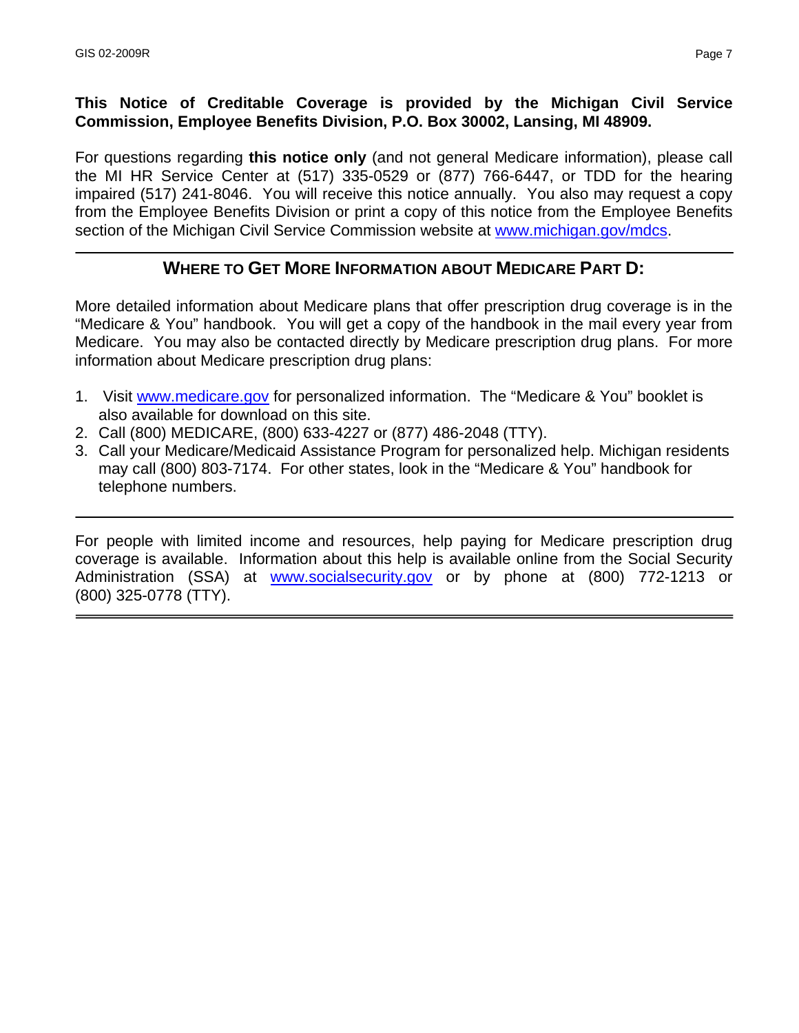**This Notice of Creditable Coverage is provided by the Michigan Civil Service Commission, Employee Benefits Division, P.O. Box 30002, Lansing, MI 48909.**

For questions regarding **this notice only** (and not general Medicare information), please call the MI HR Service Center at (517) 335-0529 or (877) 766-6447, or TDD for the hearing impaired (517) 241-8046. You will receive this notice annually. You also may request a copy from the Employee Benefits Division or print a copy of this notice from the Employee Benefits section of the Michigan Civil Service Commission website at www.michigan.gov/mdcs.

---

## WHERE TO GET MORE INFORMATION ABOUT MEDICARE PART D:

More detailed information about Medicare plans that offer prescription drug coverage is in the "Medicare & You" handbook. You will get a copy of the handbook in the mail every year from Medicare. You may also be contacted directly by Medicare prescription drug plans. For more information about Medicare prescription drug plans:

1. Visit www.medicare.gov for personalized information. The "Medicare & You" booklet is also available for download on this site.
2. Call (800) MEDICARE, (800) 633-4227 or (877) 486-2048 (TTY).
3. Call your Medicare/Medicaid Assistance Program for personalized help. Michigan residents may call (800) 803-7174. For other states, look in the "Medicare & You" handbook for telephone numbers.

---

For people with limited income and resources, help paying for Medicare prescription drug coverage is available. Information about this help is available online from the Social Security Administration (SSA) at www.socialsecurity.gov or by phone at (800) 772-1213 or (800) 325-0778 (TTY).